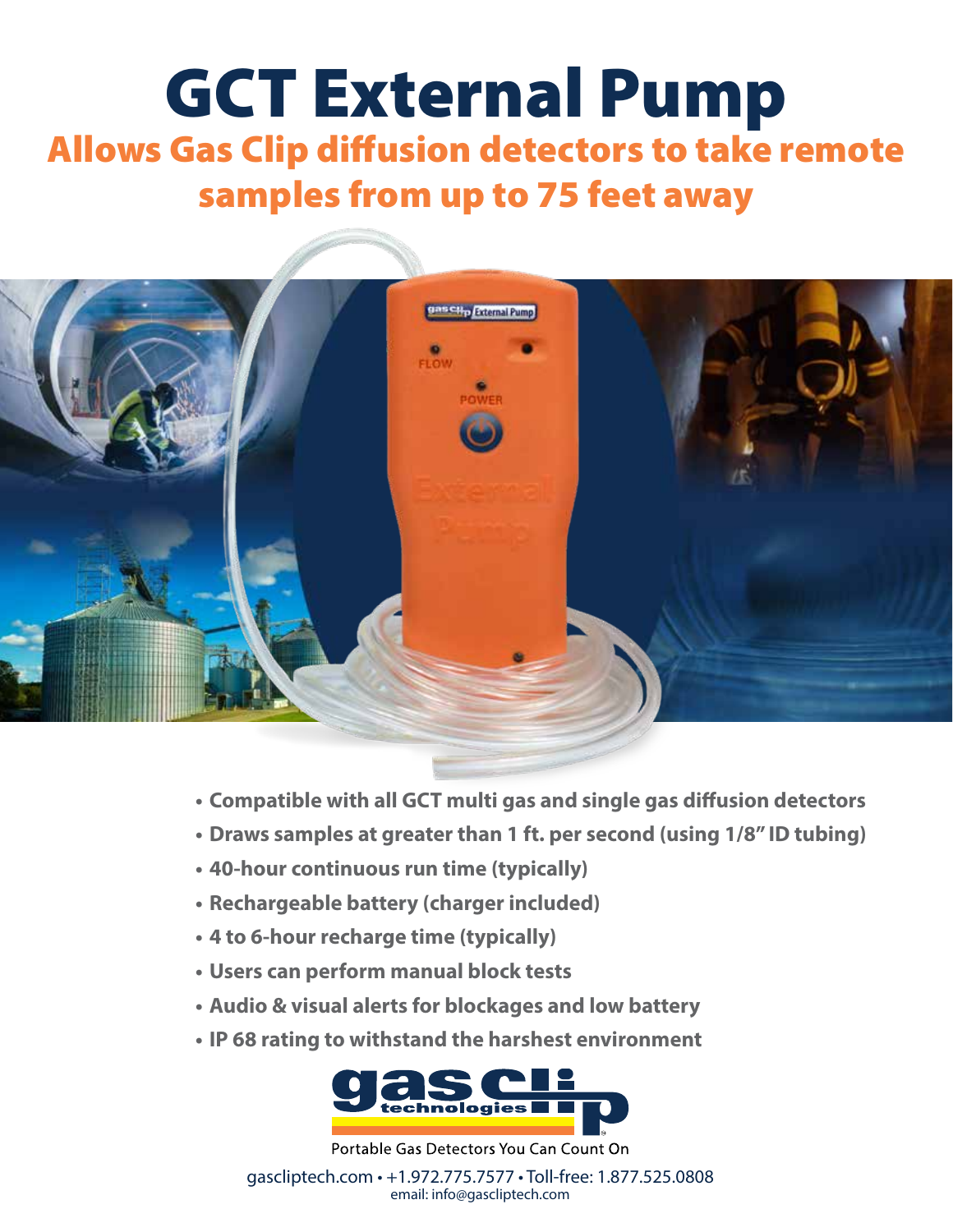# GCT External Pump

## Allows Gas Clip diffusion detectors to take remote samples from up to 75 feet away

- **Compatible with all GCT multi gas and single gas diffusion detectors**
- **Draws samples at greater than 1 ft. per second (using 1/8" ID tubing)**
- **40-hour continuous run time (typically)**
- **Rechargeable battery (charger included)**
- **4 to 6-hour recharge time (typically)**
- **Users can perform manual block tests**
- **Audio & visual alerts for blockages and low battery**
- **IP 68 rating to withstand the harshest environment**

gas clip technologies

Portable Gas Detectors You Can Count On

gascliptech.com • +1.972.775.7577 • Toll-free: 1.877.525.0808
email: info@gascliptech.com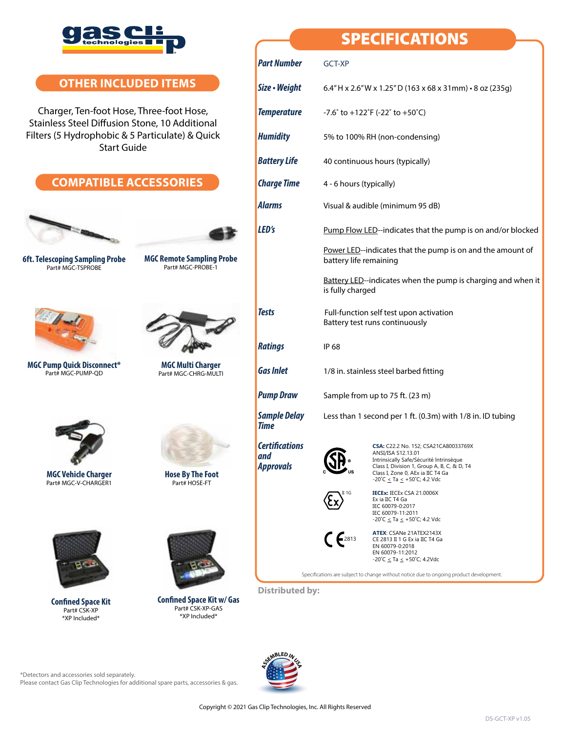## OTHER INCLUDED ITEMS

Charger, Ten-foot Hose, Three-foot Hose, Stainless Steel Diffusion Stone, 10 Additional Filters (5 Hydrophobic & 5 Particulate) & Quick Start Guide

## COMPATIBLE ACCESSORIES

**6ft. Telescoping Sampling Probe**
Part# MGC-TSPROBE

**MGC Remote Sampling Probe**
Part# MGC-PROBE-1

**MGC Pump Quick Disconnect***
Part# MGC-PUMP-QD

**MGC Multi Charger**
Part# MGC-CHRG-MULTI

**MGC Vehicle Charger**
Part# MGC-V-CHARGER1

**Hose By The Foot**
Part# HOSE-FT

**Confined Space Kit**
Part# CSK-XP
*XP Included*

**Confined Space Kit w/ Gas**
Part# CSK-XP-GAS
*XP Included*

*Detectors and accessories sold separately.
Please contact Gas Clip Technologies for additional spare parts, accessories & gas.

## SPECIFICATIONS

| | |
|---|---|
| ***Part Number*** | GCT-XP |
| ***Size • Weight*** | 6.4" H x 2.6" W x 1.25" D (163 x 68 x 31mm) • 8 oz (235g) |
| ***Temperature*** | -7.6˚ to +122˚F (-22˚ to +50˚C) |
| ***Humidity*** | 5% to 100% RH (non-condensing) |
| ***Battery Life*** | 40 continuous hours (typically) |
| ***Charge Time*** | 4 - 6 hours (typically) |
| ***Alarms*** | Visual & audible (minimum 95 dB) |
| ***LED's*** | Pump Flow LED--indicates that the pump is on and/or blocked<br><br>Power LED--indicates that the pump is on and the amount of battery life remaining<br><br>Battery LED--indicates when the pump is charging and when it is fully charged |
| ***Tests*** | Full-function self test upon activation<br>Battery test runs continuously |
| ***Ratings*** | IP 68 |
| ***Gas Inlet*** | 1/8 in. stainless steel barbed fitting |
| ***Pump Draw*** | Sample from up to 75 ft. (23 m) |
| ***Sample Delay Time*** | Less than 1 second per 1 ft. (0.3m) with 1/8 in. ID tubing |
| ***Certifications and Approvals*** | **CSA:** C22.2 No. 152; CSA21CA80033769X<br>ANSI/ISA S12.13.01<br>Intrinsically Safe/Sécurité Intrinsèque<br>Class I, Division 1, Group A, B, C, & D, T4<br>Class I, Zone 0, AEx ia IIC T4 Ga<br>-20˚C ≤ Ta ≤ +50˚C; 4.2 Vdc<br><br>II 1G **IECEx:** IECEx CSA 21.0006X<br>Ex ia IIC T4 Ga<br>IEC 60079-0:2017<br>IEC 60079-11:2011<br>-20˚C ≤ Ta ≤ +50˚C; 4.2 Vdc<br><br>CE 2813 **ATEX**: CSANe 21ATEX2143X<br>CE 2813 II 1 G Ex ia IIC T4 Ga<br>EN 60079-0:2018<br>EN 60079-11:2012<br>-20˚C ≤ Ta ≤ +50˚C; 4.2Vdc |

Specifications are subject to change without notice due to ongoing product development.

**Distributed by:**

ASSEMBLED IN USA

Copyright © 2021 Gas Clip Technologies, Inc. All Rights Reserved

DS-GCT-XP v1.05